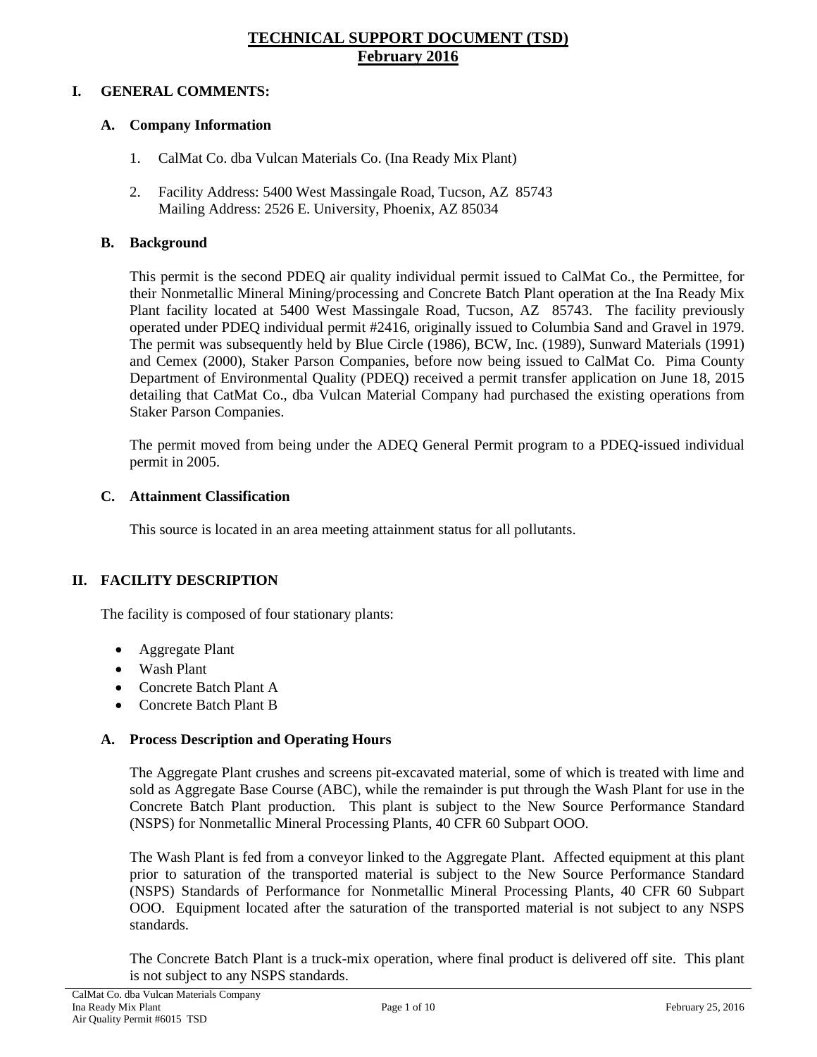# TECHNICAL SUPPORT DOCUMENT (TSD)
## February 2016

## I. GENERAL COMMENTS:

### A. Company Information

1. CalMat Co. dba Vulcan Materials Co. (Ina Ready Mix Plant)
2. Facility Address: 5400 West Massingale Road, Tucson, AZ 85743
   Mailing Address: 2526 E. University, Phoenix, AZ 85034

### B. Background

This permit is the second PDEQ air quality individual permit issued to CalMat Co., the Permittee, for their Nonmetallic Mineral Mining/processing and Concrete Batch Plant operation at the Ina Ready Mix Plant facility located at 5400 West Massingale Road, Tucson, AZ 85743. The facility previously operated under PDEQ individual permit #2416, originally issued to Columbia Sand and Gravel in 1979. The permit was subsequently held by Blue Circle (1986), BCW, Inc. (1989), Sunward Materials (1991) and Cemex (2000), Staker Parson Companies, before now being issued to CalMat Co. Pima County Department of Environmental Quality (PDEQ) received a permit transfer application on June 18, 2015 detailing that CatMat Co., dba Vulcan Material Company had purchased the existing operations from Staker Parson Companies.

The permit moved from being under the ADEQ General Permit program to a PDEQ-issued individual permit in 2005.

### C. Attainment Classification

This source is located in an area meeting attainment status for all pollutants.

## II. FACILITY DESCRIPTION

The facility is composed of four stationary plants:

- Aggregate Plant
- Wash Plant
- Concrete Batch Plant A
- Concrete Batch Plant B

### A. Process Description and Operating Hours

The Aggregate Plant crushes and screens pit-excavated material, some of which is treated with lime and sold as Aggregate Base Course (ABC), while the remainder is put through the Wash Plant for use in the Concrete Batch Plant production. This plant is subject to the New Source Performance Standard (NSPS) for Nonmetallic Mineral Processing Plants, 40 CFR 60 Subpart OOO.

The Wash Plant is fed from a conveyor linked to the Aggregate Plant. Affected equipment at this plant prior to saturation of the transported material is subject to the New Source Performance Standard (NSPS) Standards of Performance for Nonmetallic Mineral Processing Plants, 40 CFR 60 Subpart OOO. Equipment located after the saturation of the transported material is not subject to any NSPS standards.

The Concrete Batch Plant is a truck-mix operation, where final product is delivered off site. This plant is not subject to any NSPS standards.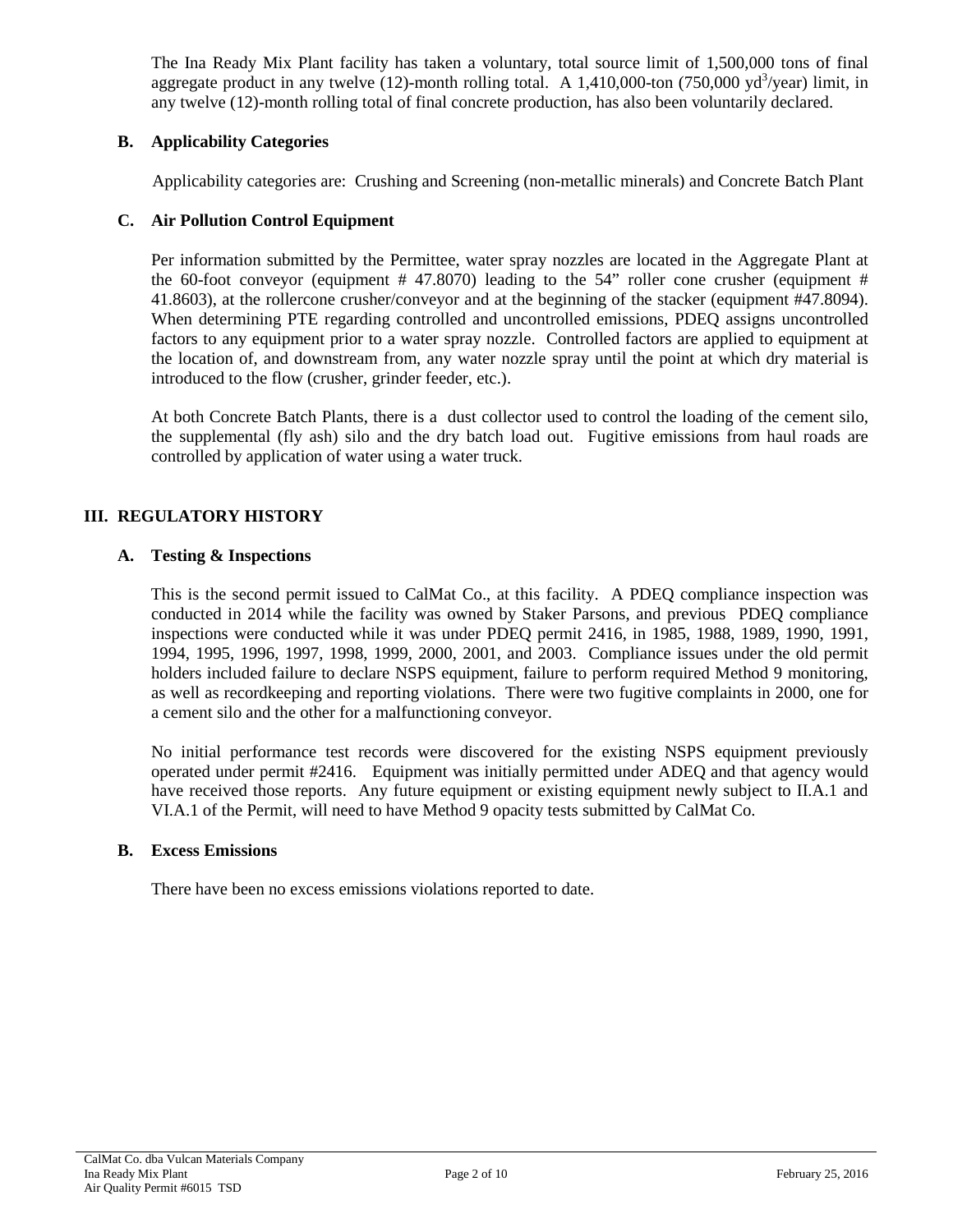The Ina Ready Mix Plant facility has taken a voluntary, total source limit of 1,500,000 tons of final aggregate product in any twelve (12)-month rolling total. A 1,410,000-ton (750,000 $yd^3$/year) limit, in any twelve (12)-month rolling total of final concrete production, has also been voluntarily declared.

### B. Applicability Categories

Applicability categories are: Crushing and Screening (non-metallic minerals) and Concrete Batch Plant

### C. Air Pollution Control Equipment

Per information submitted by the Permittee, water spray nozzles are located in the Aggregate Plant at the 60-foot conveyor (equipment # 47.8070) leading to the 54" roller cone crusher (equipment # 41.8603), at the rollercone crusher/conveyor and at the beginning of the stacker (equipment #47.8094). When determining PTE regarding controlled and uncontrolled emissions, PDEQ assigns uncontrolled factors to any equipment prior to a water spray nozzle. Controlled factors are applied to equipment at the location of, and downstream from, any water nozzle spray until the point at which dry material is introduced to the flow (crusher, grinder feeder, etc.).

At both Concrete Batch Plants, there is a dust collector used to control the loading of the cement silo, the supplemental (fly ash) silo and the dry batch load out. Fugitive emissions from haul roads are controlled by application of water using a water truck.

## III. REGULATORY HISTORY

### A. Testing & Inspections

This is the second permit issued to CalMat Co., at this facility. A PDEQ compliance inspection was conducted in 2014 while the facility was owned by Staker Parsons, and previous PDEQ compliance inspections were conducted while it was under PDEQ permit 2416, in 1985, 1988, 1989, 1990, 1991, 1994, 1995, 1996, 1997, 1998, 1999, 2000, 2001, and 2003. Compliance issues under the old permit holders included failure to declare NSPS equipment, failure to perform required Method 9 monitoring, as well as recordkeeping and reporting violations. There were two fugitive complaints in 2000, one for a cement silo and the other for a malfunctioning conveyor.

No initial performance test records were discovered for the existing NSPS equipment previously operated under permit #2416. Equipment was initially permitted under ADEQ and that agency would have received those reports. Any future equipment or existing equipment newly subject to II.A.1 and VI.A.1 of the Permit, will need to have Method 9 opacity tests submitted by CalMat Co.

### B. Excess Emissions

There have been no excess emissions violations reported to date.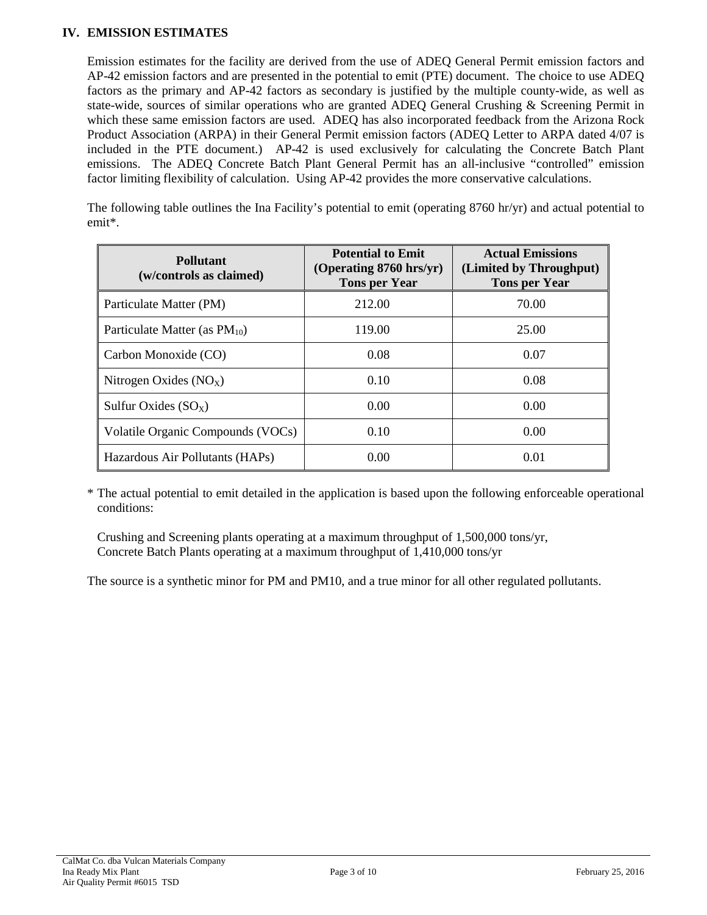## IV. EMISSION ESTIMATES

Emission estimates for the facility are derived from the use of ADEQ General Permit emission factors and AP-42 emission factors and are presented in the potential to emit (PTE) document. The choice to use ADEQ factors as the primary and AP-42 factors as secondary is justified by the multiple county-wide, as well as state-wide, sources of similar operations who are granted ADEQ General Crushing & Screening Permit in which these same emission factors are used. ADEQ has also incorporated feedback from the Arizona Rock Product Association (ARPA) in their General Permit emission factors (ADEQ Letter to ARPA dated 4/07 is included in the PTE document.) AP-42 is used exclusively for calculating the Concrete Batch Plant emissions. The ADEQ Concrete Batch Plant General Permit has an all-inclusive "controlled" emission factor limiting flexibility of calculation. Using AP-42 provides the more conservative calculations.

The following table outlines the Ina Facility's potential to emit (operating 8760 hr/yr) and actual potential to emit*.

| **Pollutant (w/controls as claimed)** | **Potential to Emit (Operating 8760 hrs/yr) Tons per Year** | **Actual Emissions (Limited by Throughput) Tons per Year** |
|---|---|---|
| Particulate Matter (PM) | 212.00 | 70.00 |
| Particulate Matter (as $PM_{10}$) | 119.00 | 25.00 |
| Carbon Monoxide (CO) | 0.08 | 0.07 |
| Nitrogen Oxides ($NO_X$) | 0.10 | 0.08 |
| Sulfur Oxides ($SO_X$) | 0.00 | 0.00 |
| Volatile Organic Compounds (VOCs) | 0.10 | 0.00 |
| Hazardous Air Pollutants (HAPs) | 0.00 | 0.01 |

\* The actual potential to emit detailed in the application is based upon the following enforceable operational conditions:

Crushing and Screening plants operating at a maximum throughput of 1,500,000 tons/yr,
Concrete Batch Plants operating at a maximum throughput of 1,410,000 tons/yr

The source is a synthetic minor for PM and PM10, and a true minor for all other regulated pollutants.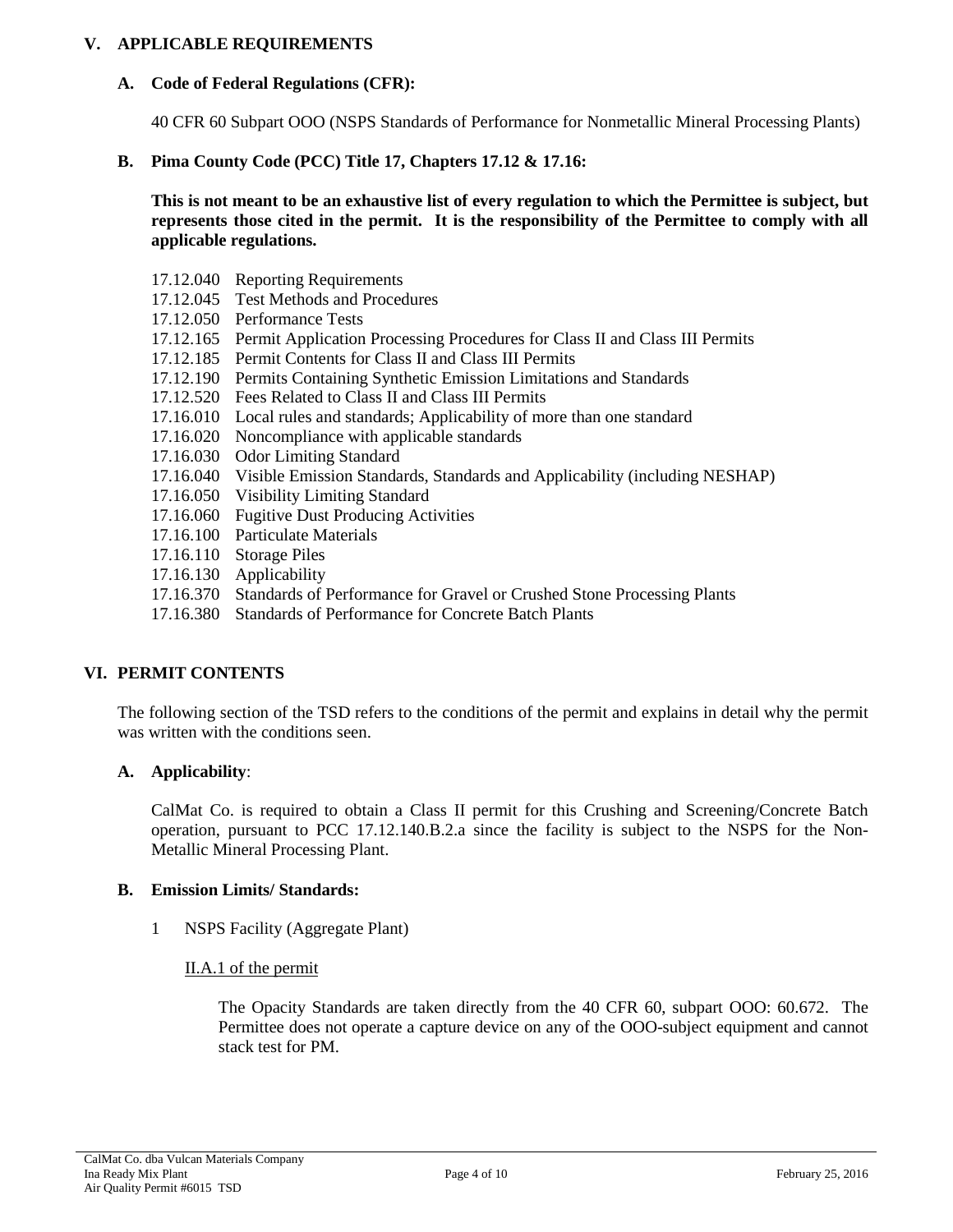## V. APPLICABLE REQUIREMENTS

### A. Code of Federal Regulations (CFR):

40 CFR 60 Subpart OOO (NSPS Standards of Performance for Nonmetallic Mineral Processing Plants)

### B. Pima County Code (PCC) Title 17, Chapters 17.12 & 17.16:

**This is not meant to be an exhaustive list of every regulation to which the Permittee is subject, but represents those cited in the permit. It is the responsibility of the Permittee to comply with all applicable regulations.**

17.12.040 Reporting Requirements
17.12.045 Test Methods and Procedures
17.12.050 Performance Tests
17.12.165 Permit Application Processing Procedures for Class II and Class III Permits
17.12.185 Permit Contents for Class II and Class III Permits
17.12.190 Permits Containing Synthetic Emission Limitations and Standards
17.12.520 Fees Related to Class II and Class III Permits
17.16.010 Local rules and standards; Applicability of more than one standard
17.16.020 Noncompliance with applicable standards
17.16.030 Odor Limiting Standard
17.16.040 Visible Emission Standards, Standards and Applicability (including NESHAP)
17.16.050 Visibility Limiting Standard
17.16.060 Fugitive Dust Producing Activities
17.16.100 Particulate Materials
17.16.110 Storage Piles
17.16.130 Applicability
17.16.370 Standards of Performance for Gravel or Crushed Stone Processing Plants
17.16.380 Standards of Performance for Concrete Batch Plants

## VI. PERMIT CONTENTS

The following section of the TSD refers to the conditions of the permit and explains in detail why the permit was written with the conditions seen.

### A. Applicability:

CalMat Co. is required to obtain a Class II permit for this Crushing and Screening/Concrete Batch operation, pursuant to PCC 17.12.140.B.2.a since the facility is subject to the NSPS for the Non-Metallic Mineral Processing Plant.

### B. Emission Limits/ Standards:

1 NSPS Facility (Aggregate Plant)

II.A.1 of the permit

The Opacity Standards are taken directly from the 40 CFR 60, subpart OOO: 60.672. The Permittee does not operate a capture device on any of the OOO-subject equipment and cannot stack test for PM.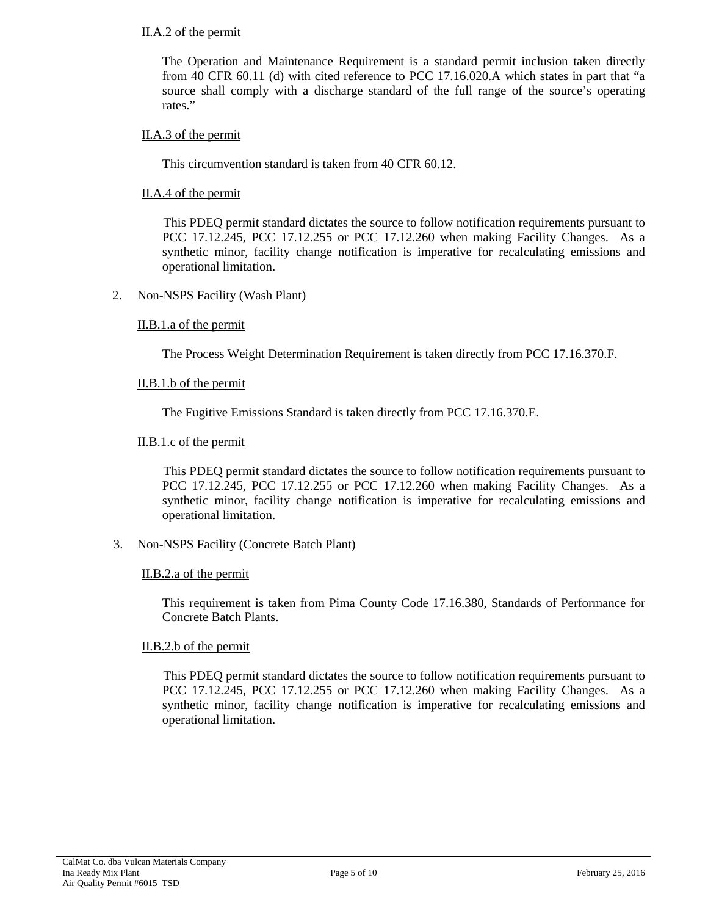II.A.2 of the permit

The Operation and Maintenance Requirement is a standard permit inclusion taken directly from 40 CFR 60.11 (d) with cited reference to PCC 17.16.020.A which states in part that "a source shall comply with a discharge standard of the full range of the source's operating rates."

II.A.3 of the permit

This circumvention standard is taken from 40 CFR 60.12.

II.A.4 of the permit

This PDEQ permit standard dictates the source to follow notification requirements pursuant to PCC 17.12.245, PCC 17.12.255 or PCC 17.12.260 when making Facility Changes. As a synthetic minor, facility change notification is imperative for recalculating emissions and operational limitation.

2. Non-NSPS Facility (Wash Plant)

II.B.1.a of the permit

The Process Weight Determination Requirement is taken directly from PCC 17.16.370.F.

II.B.1.b of the permit

The Fugitive Emissions Standard is taken directly from PCC 17.16.370.E.

II.B.1.c of the permit

This PDEQ permit standard dictates the source to follow notification requirements pursuant to PCC 17.12.245, PCC 17.12.255 or PCC 17.12.260 when making Facility Changes. As a synthetic minor, facility change notification is imperative for recalculating emissions and operational limitation.

3. Non-NSPS Facility (Concrete Batch Plant)

II.B.2.a of the permit

This requirement is taken from Pima County Code 17.16.380, Standards of Performance for Concrete Batch Plants.

II.B.2.b of the permit

This PDEQ permit standard dictates the source to follow notification requirements pursuant to PCC 17.12.245, PCC 17.12.255 or PCC 17.12.260 when making Facility Changes. As a synthetic minor, facility change notification is imperative for recalculating emissions and operational limitation.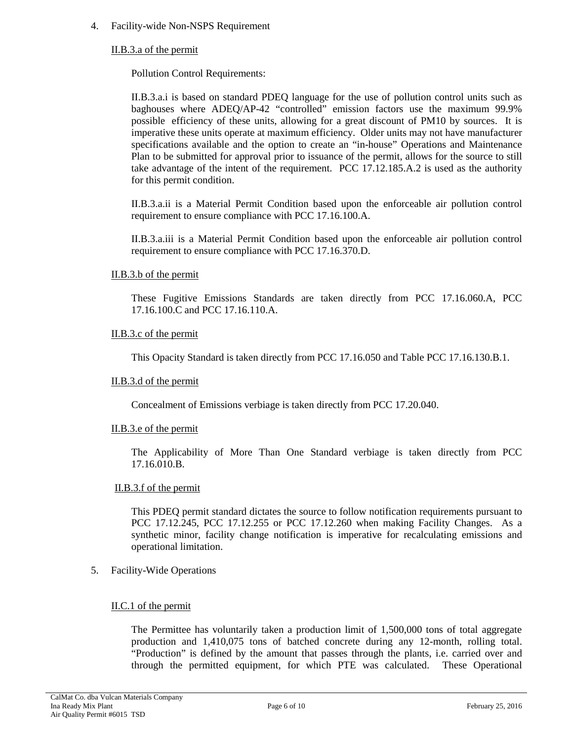4. Facility-wide Non-NSPS Requirement

II.B.3.a of the permit

Pollution Control Requirements:

II.B.3.a.i is based on standard PDEQ language for the use of pollution control units such as baghouses where ADEQ/AP-42 "controlled" emission factors use the maximum 99.9% possible efficiency of these units, allowing for a great discount of PM10 by sources. It is imperative these units operate at maximum efficiency. Older units may not have manufacturer specifications available and the option to create an "in-house" Operations and Maintenance Plan to be submitted for approval prior to issuance of the permit, allows for the source to still take advantage of the intent of the requirement. PCC 17.12.185.A.2 is used as the authority for this permit condition.

II.B.3.a.ii is a Material Permit Condition based upon the enforceable air pollution control requirement to ensure compliance with PCC 17.16.100.A.

II.B.3.a.iii is a Material Permit Condition based upon the enforceable air pollution control requirement to ensure compliance with PCC 17.16.370.D.

II.B.3.b of the permit

These Fugitive Emissions Standards are taken directly from PCC 17.16.060.A, PCC 17.16.100.C and PCC 17.16.110.A.

II.B.3.c of the permit

This Opacity Standard is taken directly from PCC 17.16.050 and Table PCC 17.16.130.B.1.

II.B.3.d of the permit

Concealment of Emissions verbiage is taken directly from PCC 17.20.040.

II.B.3.e of the permit

The Applicability of More Than One Standard verbiage is taken directly from PCC 17.16.010.B.

II.B.3.f of the permit

This PDEQ permit standard dictates the source to follow notification requirements pursuant to PCC 17.12.245, PCC 17.12.255 or PCC 17.12.260 when making Facility Changes. As a synthetic minor, facility change notification is imperative for recalculating emissions and operational limitation.

5. Facility-Wide Operations

II.C.1 of the permit

The Permittee has voluntarily taken a production limit of 1,500,000 tons of total aggregate production and 1,410,075 tons of batched concrete during any 12-month, rolling total. "Production" is defined by the amount that passes through the plants, i.e. carried over and through the permitted equipment, for which PTE was calculated. These Operational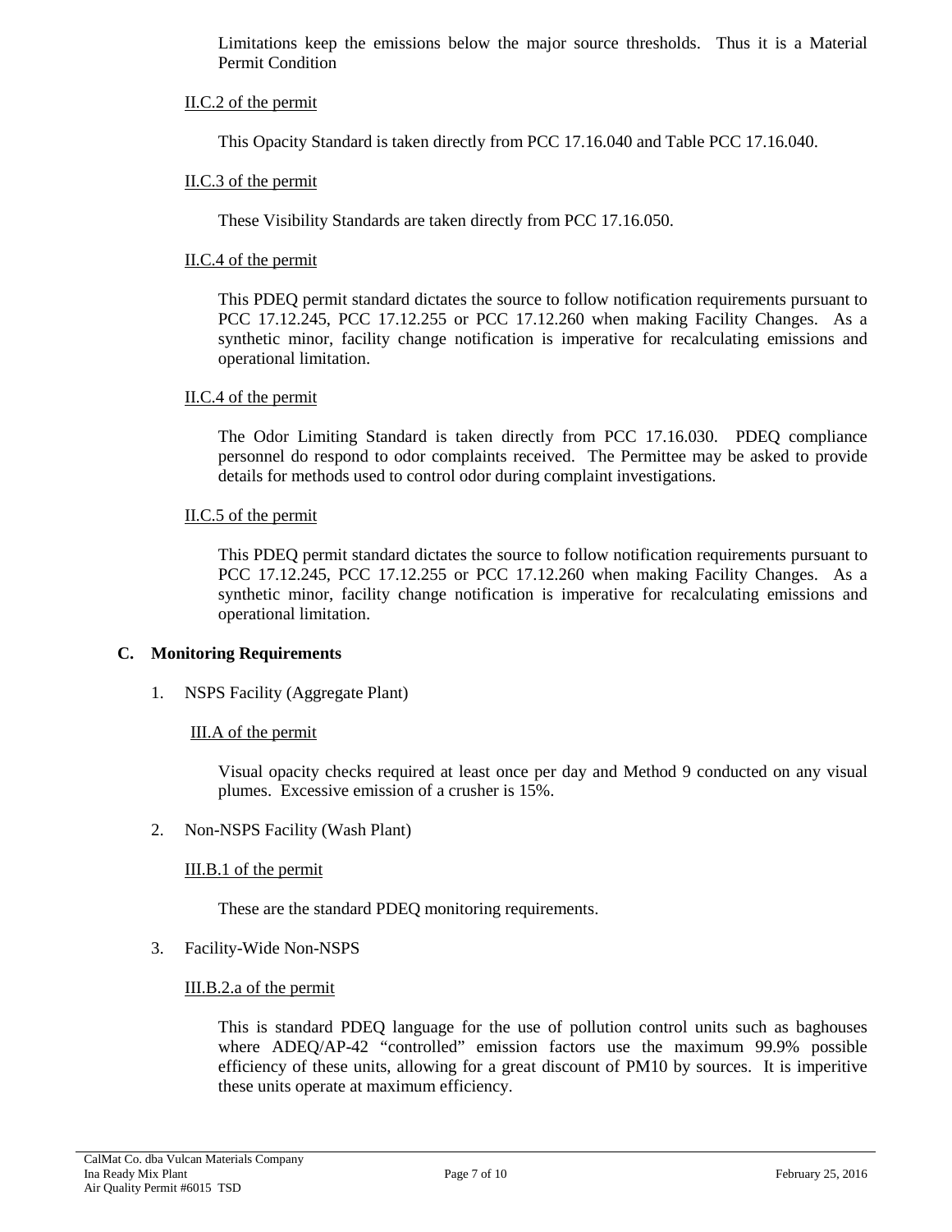Limitations keep the emissions below the major source thresholds. Thus it is a Material Permit Condition

II.C.2 of the permit

This Opacity Standard is taken directly from PCC 17.16.040 and Table PCC 17.16.040.

II.C.3 of the permit

These Visibility Standards are taken directly from PCC 17.16.050.

II.C.4 of the permit

This PDEQ permit standard dictates the source to follow notification requirements pursuant to PCC 17.12.245, PCC 17.12.255 or PCC 17.12.260 when making Facility Changes. As a synthetic minor, facility change notification is imperative for recalculating emissions and operational limitation.

II.C.4 of the permit

The Odor Limiting Standard is taken directly from PCC 17.16.030. PDEQ compliance personnel do respond to odor complaints received. The Permittee may be asked to provide details for methods used to control odor during complaint investigations.

II.C.5 of the permit

This PDEQ permit standard dictates the source to follow notification requirements pursuant to PCC 17.12.245, PCC 17.12.255 or PCC 17.12.260 when making Facility Changes. As a synthetic minor, facility change notification is imperative for recalculating emissions and operational limitation.

## C. Monitoring Requirements

1. NSPS Facility (Aggregate Plant)

III.A of the permit

Visual opacity checks required at least once per day and Method 9 conducted on any visual plumes. Excessive emission of a crusher is 15%.

2. Non-NSPS Facility (Wash Plant)

III.B.1 of the permit

These are the standard PDEQ monitoring requirements.

3. Facility-Wide Non-NSPS

III.B.2.a of the permit

This is standard PDEQ language for the use of pollution control units such as baghouses where ADEQ/AP-42 "controlled" emission factors use the maximum 99.9% possible efficiency of these units, allowing for a great discount of PM10 by sources. It is imperitive these units operate at maximum efficiency.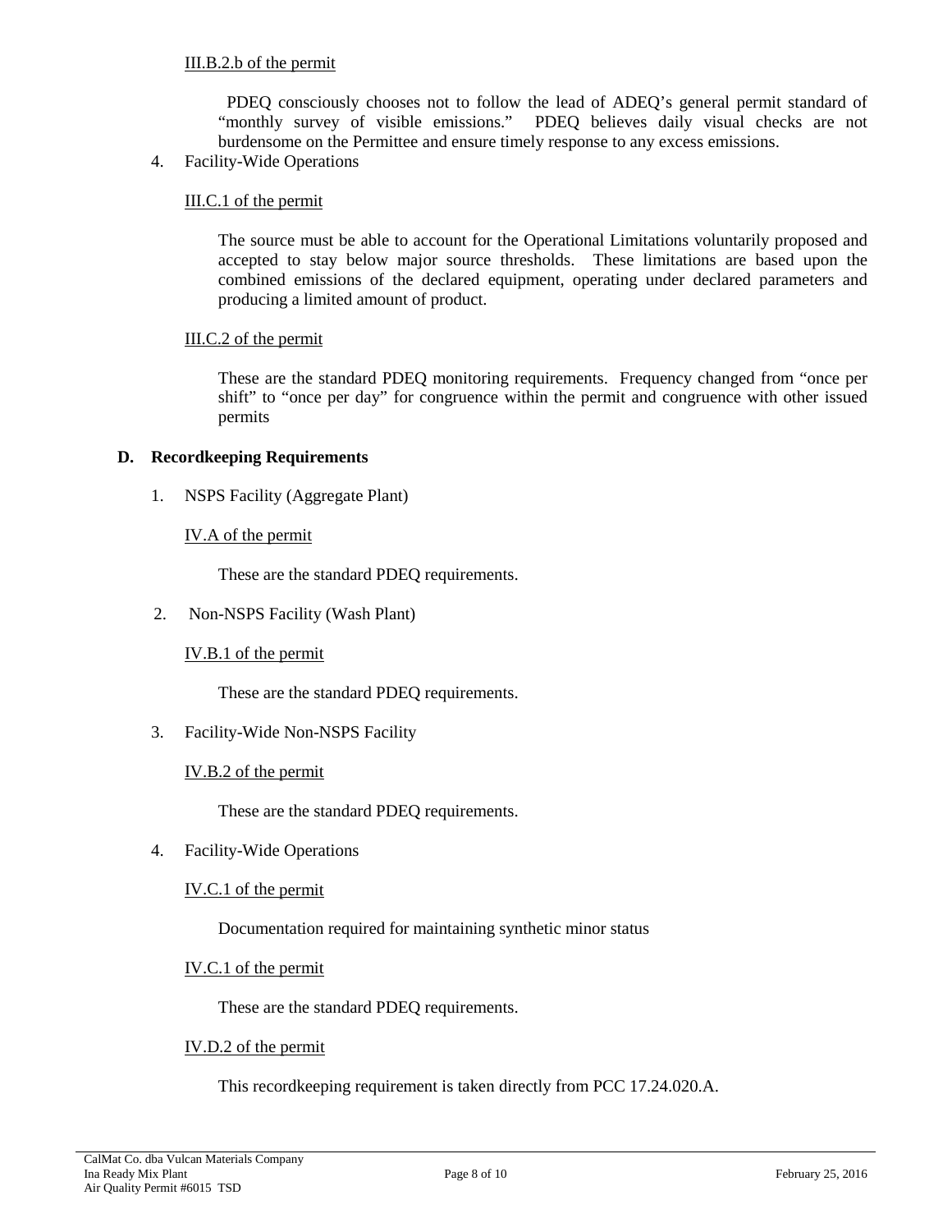III.B.2.b of the permit

PDEQ consciously chooses not to follow the lead of ADEQ's general permit standard of "monthly survey of visible emissions." PDEQ believes daily visual checks are not burdensome on the Permittee and ensure timely response to any excess emissions.

4. Facility-Wide Operations

III.C.1 of the permit

The source must be able to account for the Operational Limitations voluntarily proposed and accepted to stay below major source thresholds. These limitations are based upon the combined emissions of the declared equipment, operating under declared parameters and producing a limited amount of product.

III.C.2 of the permit

These are the standard PDEQ monitoring requirements. Frequency changed from "once per shift" to "once per day" for congruence within the permit and congruence with other issued permits

## D. Recordkeeping Requirements

1. NSPS Facility (Aggregate Plant)

IV.A of the permit

These are the standard PDEQ requirements.

2. Non-NSPS Facility (Wash Plant)

IV.B.1 of the permit

These are the standard PDEQ requirements.

3. Facility-Wide Non-NSPS Facility

IV.B.2 of the permit

These are the standard PDEQ requirements.

4. Facility-Wide Operations

IV.C.1 of the permit

Documentation required for maintaining synthetic minor status

IV.C.1 of the permit

These are the standard PDEQ requirements.

IV.D.2 of the permit

This recordkeeping requirement is taken directly from PCC 17.24.020.A.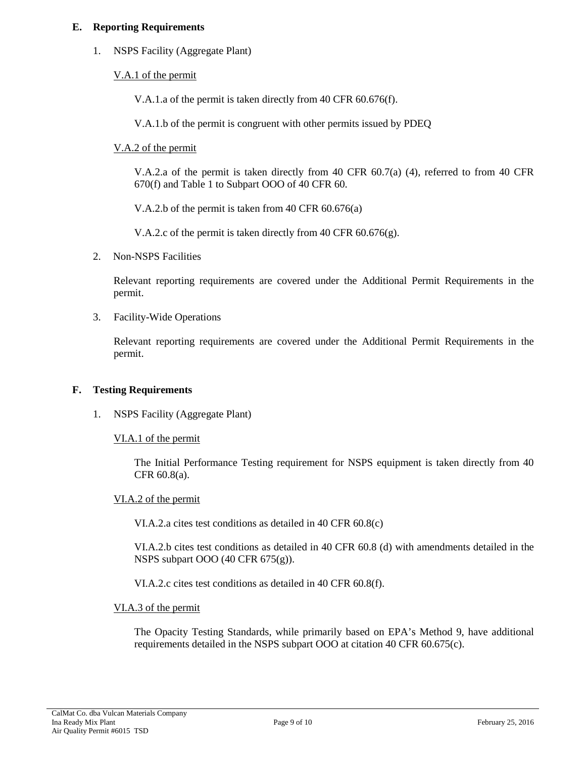## E. Reporting Requirements

1. NSPS Facility (Aggregate Plant)

   V.A.1 of the permit

   V.A.1.a of the permit is taken directly from 40 CFR 60.676(f).

   V.A.1.b of the permit is congruent with other permits issued by PDEQ

   V.A.2 of the permit

   V.A.2.a of the permit is taken directly from 40 CFR 60.7(a) (4), referred to from 40 CFR 670(f) and Table 1 to Subpart OOO of 40 CFR 60.

   V.A.2.b of the permit is taken from 40 CFR 60.676(a)

   V.A.2.c of the permit is taken directly from 40 CFR 60.676(g).

2. Non-NSPS Facilities

   Relevant reporting requirements are covered under the Additional Permit Requirements in the permit.

3. Facility-Wide Operations

   Relevant reporting requirements are covered under the Additional Permit Requirements in the permit.

## F. Testing Requirements

1. NSPS Facility (Aggregate Plant)

   VI.A.1 of the permit

   The Initial Performance Testing requirement for NSPS equipment is taken directly from 40 CFR 60.8(a).

   VI.A.2 of the permit

   VI.A.2.a cites test conditions as detailed in 40 CFR 60.8(c)

   VI.A.2.b cites test conditions as detailed in 40 CFR 60.8 (d) with amendments detailed in the NSPS subpart OOO (40 CFR 675(g)).

   VI.A.2.c cites test conditions as detailed in 40 CFR 60.8(f).

   VI.A.3 of the permit

   The Opacity Testing Standards, while primarily based on EPA's Method 9, have additional requirements detailed in the NSPS subpart OOO at citation 40 CFR 60.675(c).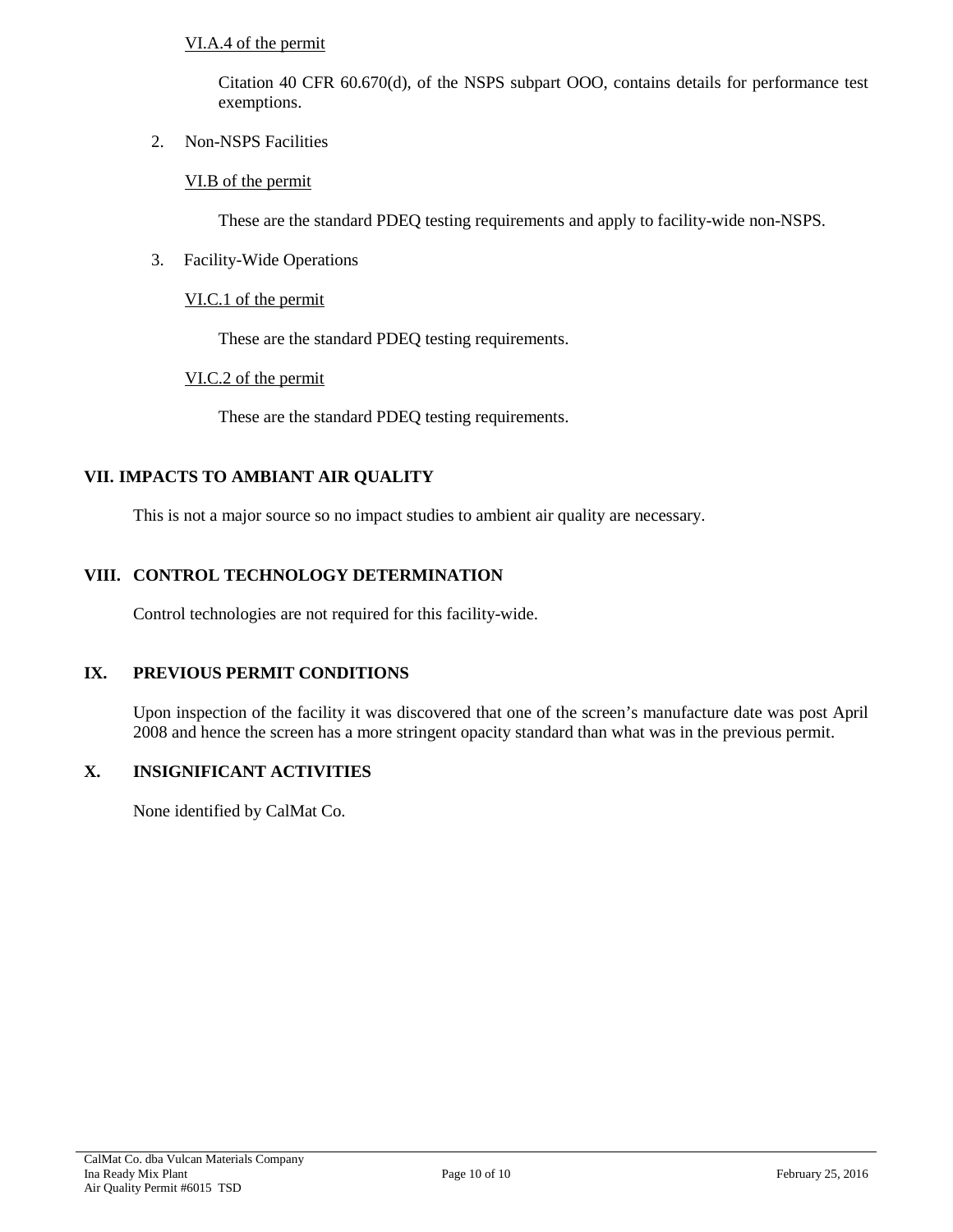VI.A.4 of the permit

Citation 40 CFR 60.670(d), of the NSPS subpart OOO, contains details for performance test exemptions.

2. Non-NSPS Facilities

VI.B of the permit

These are the standard PDEQ testing requirements and apply to facility-wide non-NSPS.

3. Facility-Wide Operations

VI.C.1 of the permit

These are the standard PDEQ testing requirements.

VI.C.2 of the permit

These are the standard PDEQ testing requirements.

## VII. IMPACTS TO AMBIANT AIR QUALITY

This is not a major source so no impact studies to ambient air quality are necessary.

## VIII. CONTROL TECHNOLOGY DETERMINATION

Control technologies are not required for this facility-wide.

## IX. PREVIOUS PERMIT CONDITIONS

Upon inspection of the facility it was discovered that one of the screen's manufacture date was post April 2008 and hence the screen has a more stringent opacity standard than what was in the previous permit.

## X. INSIGNIFICANT ACTIVITIES

None identified by CalMat Co.